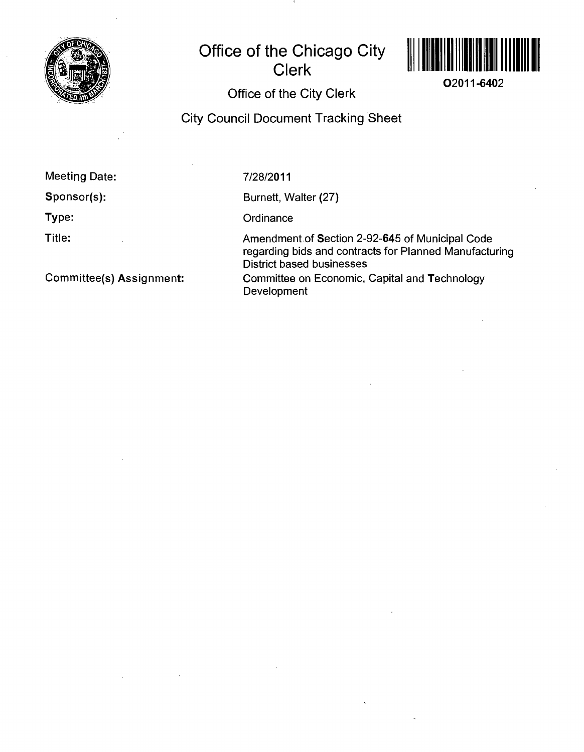# Office of the Chicago City Clerk

O2011-6402

## Office of the City Clerk

## City Council Document Tracking Sheet

| | |
|---|---|
| Meeting Date: | 7/28/2011 |
| Sponsor(s): | Burnett, Walter (27) |
| Type: | Ordinance |
| Title: | Amendment of Section 2-92-645 of Municipal Code regarding bids and contracts for Planned Manufacturing District based businesses |
| Committee(s) Assignment: | Committee on Economic, Capital and Technology Development |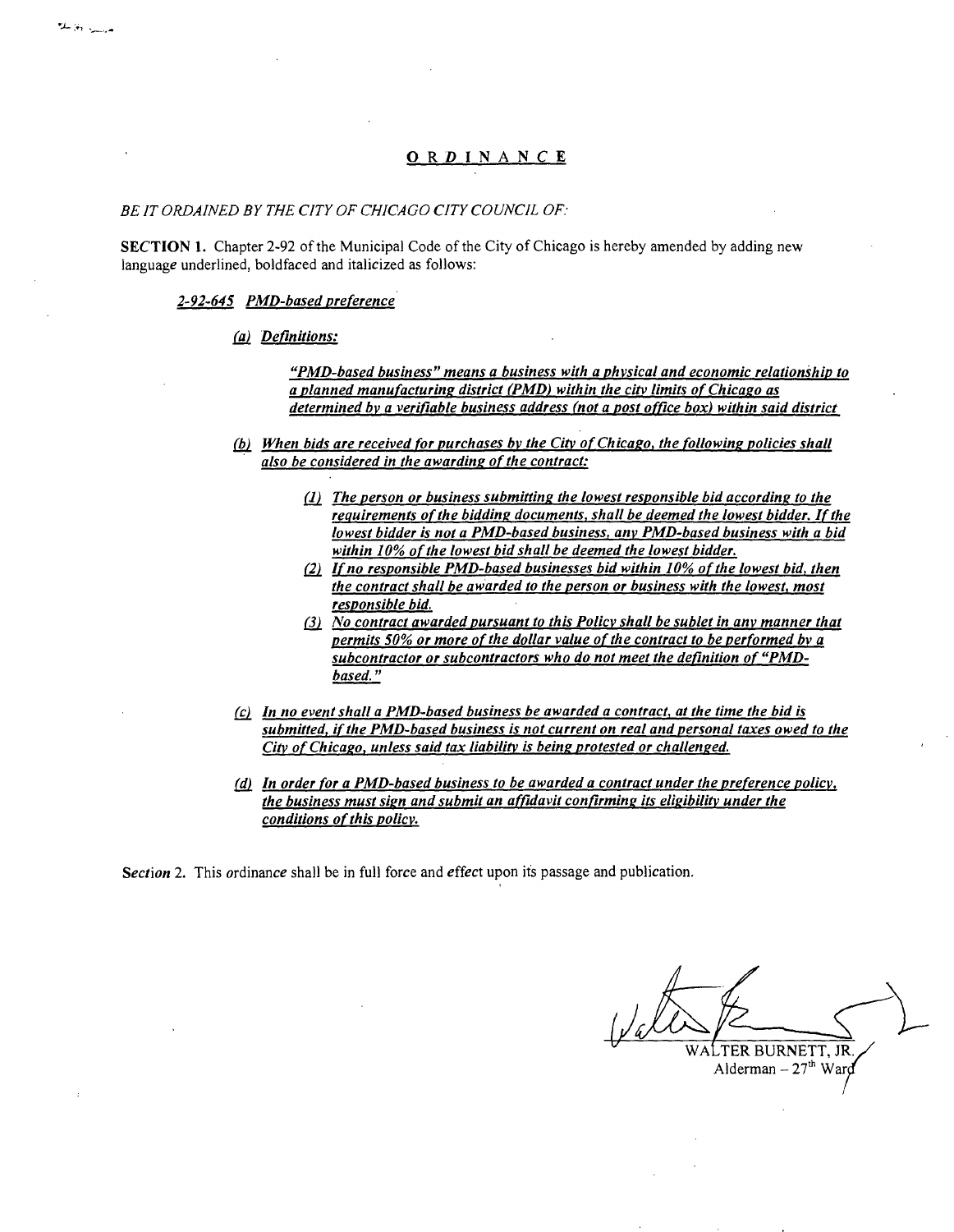# ORDINANCE

*BE IT ORDAINED BY THE CITY OF CHICAGO CITY COUNCIL OF:*

**SECTION 1.** Chapter 2-92 of the Municipal Code of the City of Chicago is hereby amended by adding new language underlined, boldfaced and italicized as follows:

*2-92-645 PMD-based preference*

*(a) Definitions:*

*"PMD-based business" means a business with a physical and economic relationship to a planned manufacturing district (PMD) within the city limits of Chicago as determined by a verifiable business address (not a post office box) within said district*

*(b) When bids are received for purchases by the City of Chicago, the following policies shall also be considered in the awarding of the contract:*

*(1) The person or business submitting the lowest responsible bid according to the requirements of the bidding documents, shall be deemed the lowest bidder. If the lowest bidder is not a PMD-based business, any PMD-based business with a bid within 10% of the lowest bid shall be deemed the lowest bidder.*

*(2) If no responsible PMD-based businesses bid within 10% of the lowest bid, then the contract shall be awarded to the person or business with the lowest, most responsible bid.*

*(3) No contract awarded pursuant to this Policy shall be sublet in any manner that permits 50% or more of the dollar value of the contract to be performed by a subcontractor or subcontractors who do not meet the definition of "PMD-based."*

*(c) In no event shall a PMD-based business be awarded a contract, at the time the bid is submitted, if the PMD-based business is not current on real and personal taxes owed to the City of Chicago, unless said tax liability is being protested or challenged.*

*(d) In order for a PMD-based business to be awarded a contract under the preference policy, the business must sign and submit an affidavit confirming its eligibility under the conditions of this policy.*

**Section 2.** This ordinance shall be in full force and effect upon its passage and publication.

WALTER BURNETT, JR.
Alderman – 27th Ward